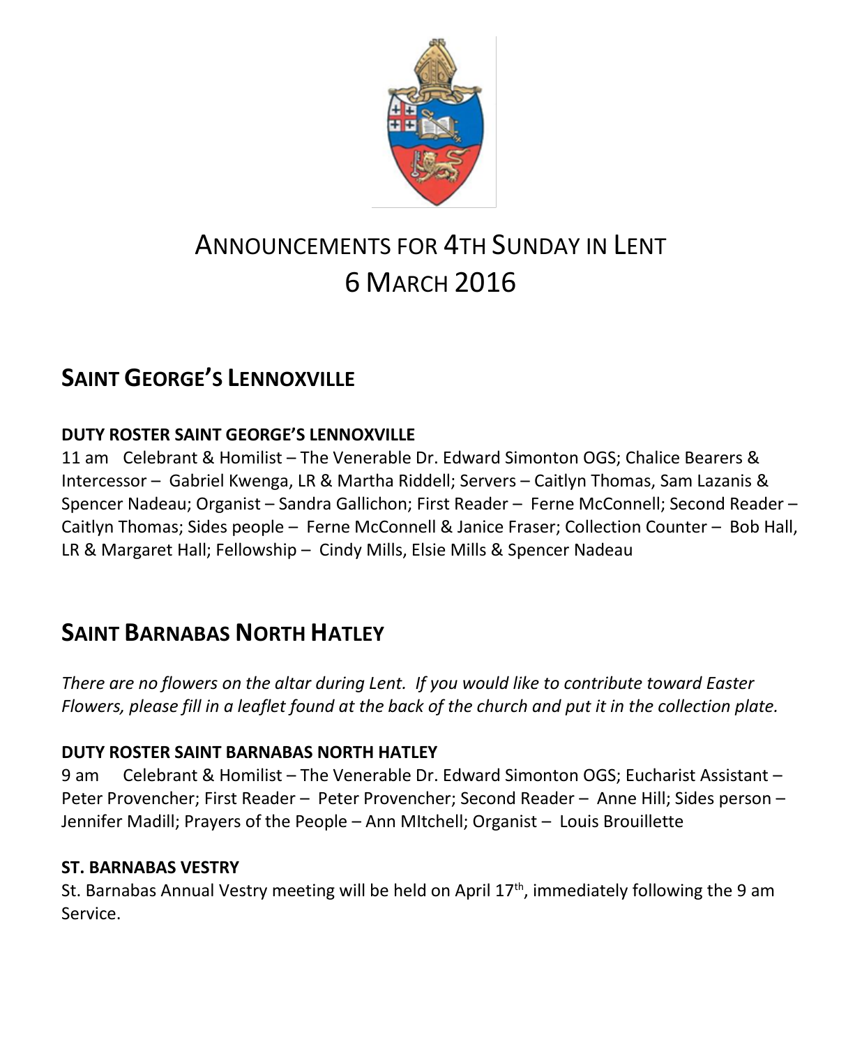# ANNOUNCEMENTS FOR 4TH SUNDAY IN LENT
# 6 MARCH 2016

## SAINT GEORGE'S LENNOXVILLE

### DUTY ROSTER SAINT GEORGE'S LENNOXVILLE

11 am Celebrant & Homilist – The Venerable Dr. Edward Simonton OGS; Chalice Bearers & Intercessor – Gabriel Kwenga, LR & Martha Riddell; Servers – Caitlyn Thomas, Sam Lazanis & Spencer Nadeau; Organist – Sandra Gallichon; First Reader – Ferne McConnell; Second Reader – Caitlyn Thomas; Sides people – Ferne McConnell & Janice Fraser; Collection Counter – Bob Hall, LR & Margaret Hall; Fellowship – Cindy Mills, Elsie Mills & Spencer Nadeau

## SAINT BARNABAS NORTH HATLEY

*There are no flowers on the altar during Lent. If you would like to contribute toward Easter Flowers, please fill in a leaflet found at the back of the church and put it in the collection plate.*

### DUTY ROSTER SAINT BARNABAS NORTH HATLEY

9 am Celebrant & Homilist – The Venerable Dr. Edward Simonton OGS; Eucharist Assistant – Peter Provencher; First Reader – Peter Provencher; Second Reader – Anne Hill; Sides person – Jennifer Madill; Prayers of the People – Ann MItchell; Organist – Louis Brouillette

### ST. BARNABAS VESTRY

St. Barnabas Annual Vestry meeting will be held on April 17th, immediately following the 9 am Service.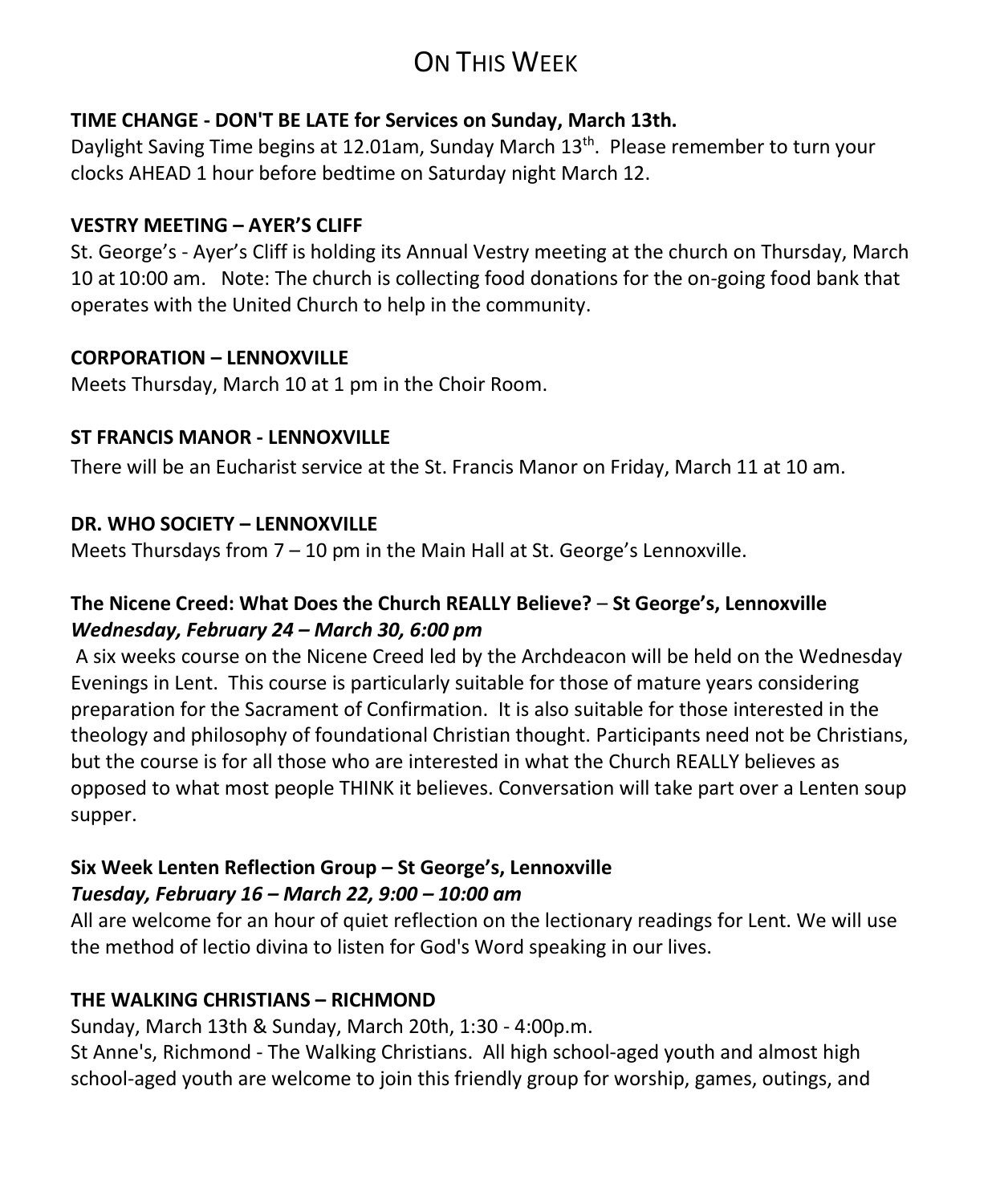# On This Week

**TIME CHANGE - DON'T BE LATE for Services on Sunday, March 13th.**
Daylight Saving Time begins at 12.01am, Sunday March 13th. Please remember to turn your clocks AHEAD 1 hour before bedtime on Saturday night March 12.

**VESTRY MEETING – AYER'S CLIFF**
St. George's - Ayer's Cliff is holding its Annual Vestry meeting at the church on Thursday, March 10 at 10:00 am. Note: The church is collecting food donations for the on-going food bank that operates with the United Church to help in the community.

**CORPORATION – LENNOXVILLE**
Meets Thursday, March 10 at 1 pm in the Choir Room.

**ST FRANCIS MANOR - LENNOXVILLE**
There will be an Eucharist service at the St. Francis Manor on Friday, March 11 at 10 am.

**DR. WHO SOCIETY – LENNOXVILLE**
Meets Thursdays from 7 – 10 pm in the Main Hall at St. George's Lennoxville.

**The Nicene Creed: What Does the Church REALLY Believe?** – **St George's, Lennoxville**
***Wednesday, February 24 – March 30, 6:00 pm***
A six weeks course on the Nicene Creed led by the Archdeacon will be held on the Wednesday Evenings in Lent. This course is particularly suitable for those of mature years considering preparation for the Sacrament of Confirmation. It is also suitable for those interested in the theology and philosophy of foundational Christian thought. Participants need not be Christians, but the course is for all those who are interested in what the Church REALLY believes as opposed to what most people THINK it believes. Conversation will take part over a Lenten soup supper.

**Six Week Lenten Reflection Group – St George's, Lennoxville**
***Tuesday, February 16 – March 22, 9:00 – 10:00 am***
All are welcome for an hour of quiet reflection on the lectionary readings for Lent. We will use the method of lectio divina to listen for God's Word speaking in our lives.

**THE WALKING CHRISTIANS – RICHMOND**
Sunday, March 13th & Sunday, March 20th, 1:30 - 4:00p.m.
St Anne's, Richmond - The Walking Christians. All high school-aged youth and almost high school-aged youth are welcome to join this friendly group for worship, games, outings, and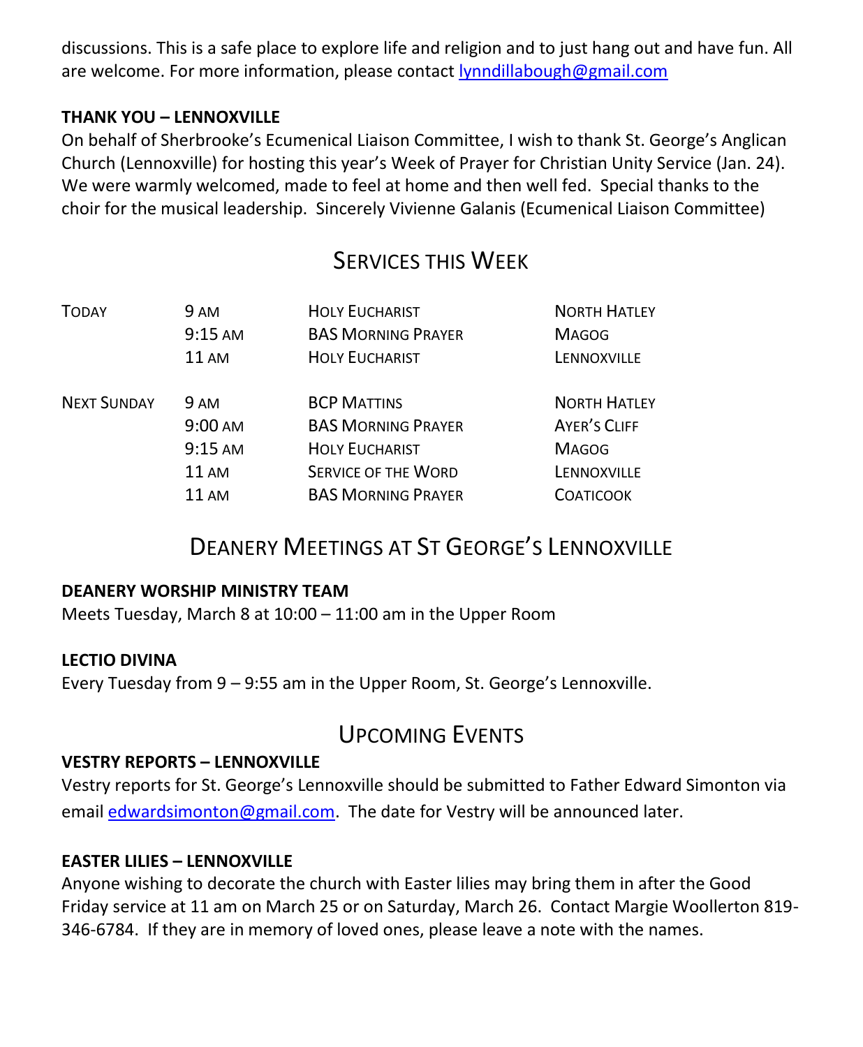discussions. This is a safe place to explore life and religion and to just hang out and have fun. All are welcome. For more information, please contact lynndillabough@gmail.com

**THANK YOU – LENNOXVILLE**

On behalf of Sherbrooke's Ecumenical Liaison Committee, I wish to thank St. George's Anglican Church (Lennoxville) for hosting this year's Week of Prayer for Christian Unity Service (Jan. 24). We were warmly welcomed, made to feel at home and then well fed. Special thanks to the choir for the musical leadership. Sincerely Vivienne Galanis (Ecumenical Liaison Committee)

## Services this Week

| | | | |
|---|---|---|---|
| Today | 9 AM | Holy Eucharist | North Hatley |
| | 9:15 AM | BAS Morning Prayer | Magog |
| | 11 AM | Holy Eucharist | Lennoxville |
| Next Sunday | 9 AM | BCP Mattins | North Hatley |
| | 9:00 AM | BAS Morning Prayer | Ayer's Cliff |
| | 9:15 AM | Holy Eucharist | Magog |
| | 11 AM | Service of the Word | Lennoxville |
| | 11 AM | BAS Morning Prayer | Coaticook |

## Deanery Meetings at St George's Lennoxville

**DEANERY WORSHIP MINISTRY TEAM**

Meets Tuesday, March 8 at 10:00 – 11:00 am in the Upper Room

**LECTIO DIVINA**

Every Tuesday from 9 – 9:55 am in the Upper Room, St. George's Lennoxville.

## Upcoming Events

**VESTRY REPORTS – LENNOXVILLE**

Vestry reports for St. George's Lennoxville should be submitted to Father Edward Simonton via email edwardsimonton@gmail.com. The date for Vestry will be announced later.

**EASTER LILIES – LENNOXVILLE**

Anyone wishing to decorate the church with Easter lilies may bring them in after the Good Friday service at 11 am on March 25 or on Saturday, March 26. Contact Margie Woollerton 819-346-6784. If they are in memory of loved ones, please leave a note with the names.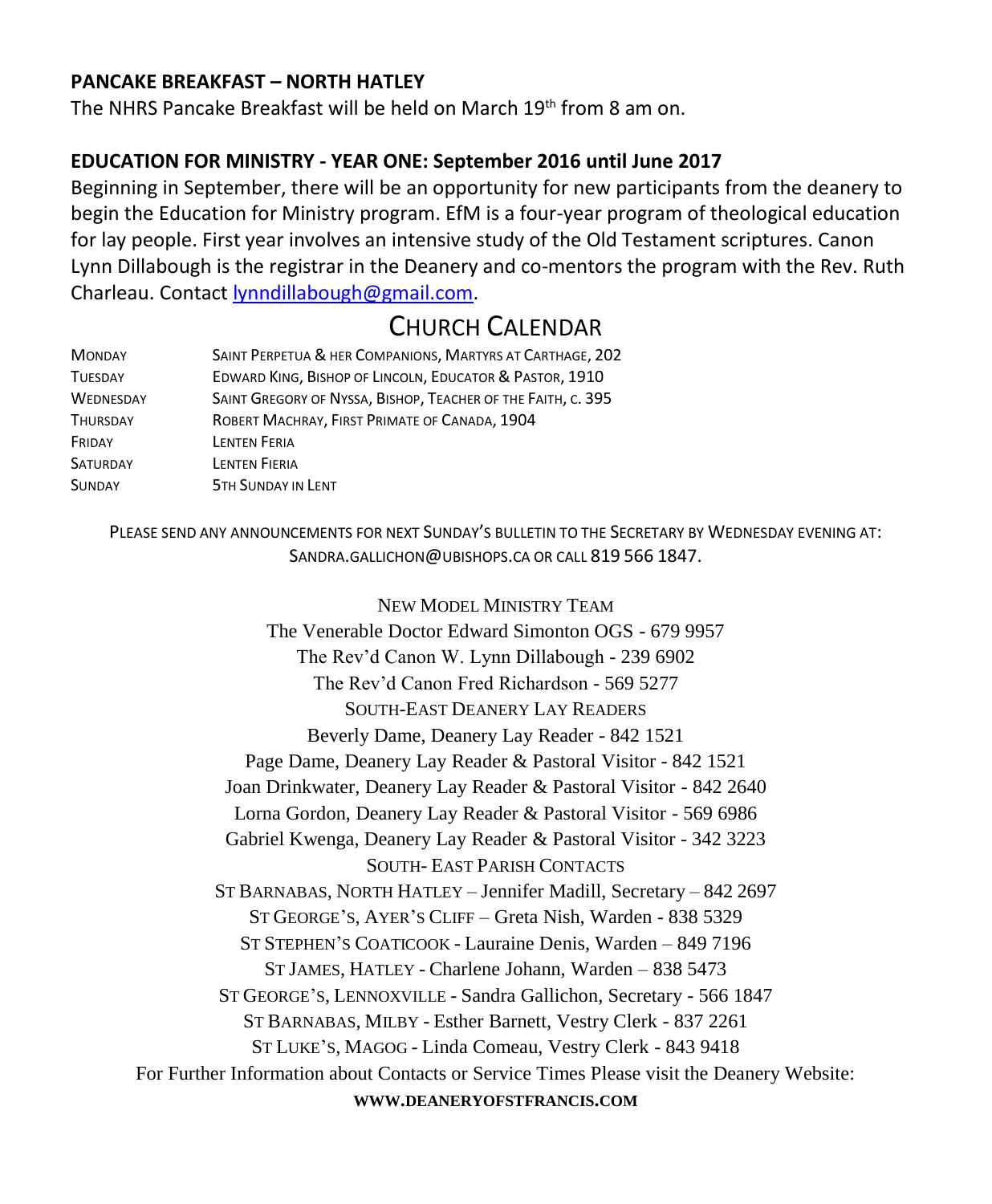**PANCAKE BREAKFAST – NORTH HATLEY**

The NHRS Pancake Breakfast will be held on March 19th from 8 am on.

**EDUCATION FOR MINISTRY - YEAR ONE: September 2016 until June 2017**

Beginning in September, there will be an opportunity for new participants from the deanery to begin the Education for Ministry program. EfM is a four-year program of theological education for lay people. First year involves an intensive study of the Old Testament scriptures. Canon Lynn Dillabough is the registrar in the Deanery and co-mentors the program with the Rev. Ruth Charleau. Contact lynndillabough@gmail.com.

## CHURCH CALENDAR

| | |
|---|---|
| MONDAY | SAINT PERPETUA & HER COMPANIONS, MARTYRS AT CARTHAGE, 202 |
| TUESDAY | EDWARD KING, BISHOP OF LINCOLN, EDUCATOR & PASTOR, 1910 |
| WEDNESDAY | SAINT GREGORY OF NYSSA, BISHOP, TEACHER OF THE FAITH, C. 395 |
| THURSDAY | ROBERT MACHRAY, FIRST PRIMATE OF CANADA, 1904 |
| FRIDAY | LENTEN FERIA |
| SATURDAY | LENTEN FIERIA |
| SUNDAY | 5TH SUNDAY IN LENT |

PLEASE SEND ANY ANNOUNCEMENTS FOR NEXT SUNDAY'S BULLETIN TO THE SECRETARY BY WEDNESDAY EVENING AT: SANDRA.GALLICHON@UBISHOPS.CA OR CALL 819 566 1847.

NEW MODEL MINISTRY TEAM

The Venerable Doctor Edward Simonton OGS - 679 9957

The Rev'd Canon W. Lynn Dillabough - 239 6902

The Rev'd Canon Fred Richardson - 569 5277

SOUTH-EAST DEANERY LAY READERS

Beverly Dame, Deanery Lay Reader - 842 1521

Page Dame, Deanery Lay Reader & Pastoral Visitor - 842 1521

Joan Drinkwater, Deanery Lay Reader & Pastoral Visitor - 842 2640

Lorna Gordon, Deanery Lay Reader & Pastoral Visitor - 569 6986

Gabriel Kwenga, Deanery Lay Reader & Pastoral Visitor - 342 3223

SOUTH- EAST PARISH CONTACTS

ST BARNABAS, NORTH HATLEY – Jennifer Madill, Secretary – 842 2697

ST GEORGE'S, AYER'S CLIFF – Greta Nish, Warden - 838 5329

ST STEPHEN'S COATICOOK - Lauraine Denis, Warden – 849 7196

ST JAMES, HATLEY - Charlene Johann, Warden – 838 5473

ST GEORGE'S, LENNOXVILLE - Sandra Gallichon, Secretary - 566 1847

ST BARNABAS, MILBY - Esther Barnett, Vestry Clerk - 837 2261

ST LUKE'S, MAGOG - Linda Comeau, Vestry Clerk - 843 9418

For Further Information about Contacts or Service Times Please visit the Deanery Website:

**WWW.DEANERYOFSTFRANCIS.COM**